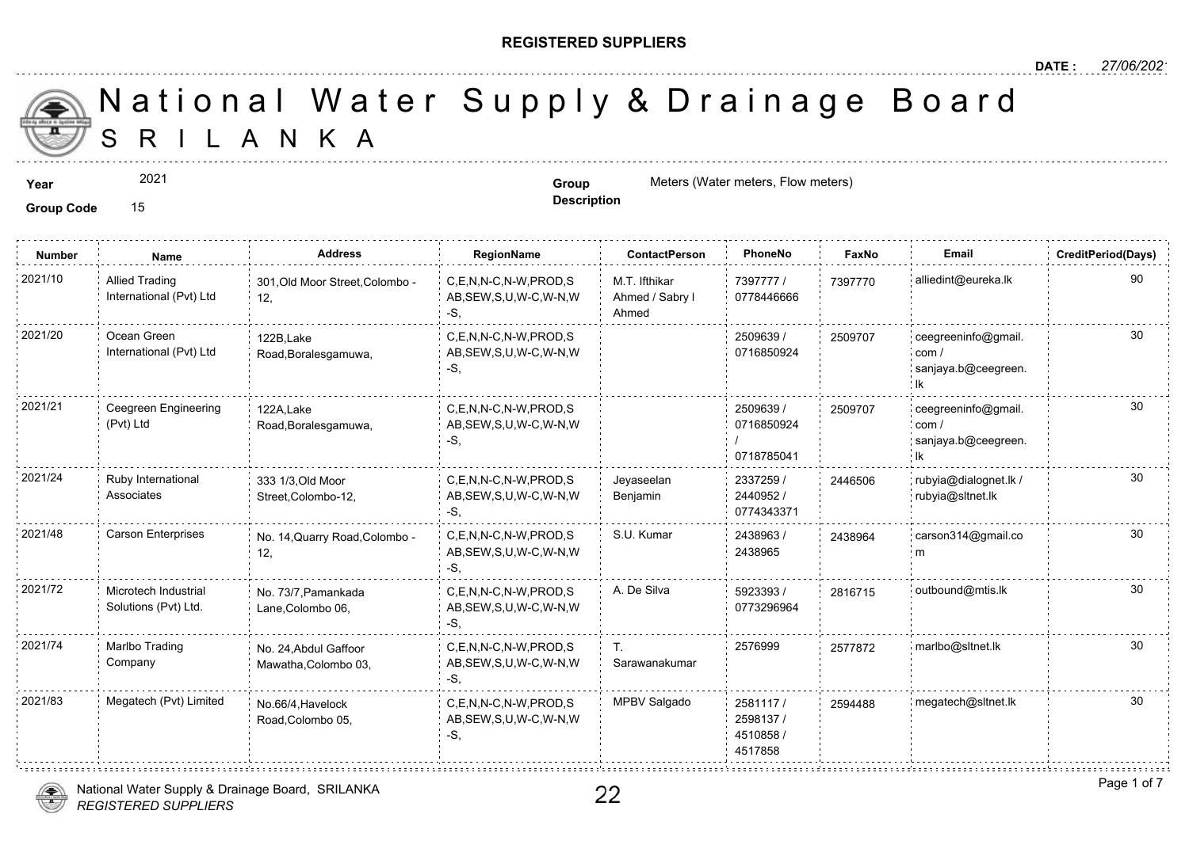**REGISTERED SUPPLIERS**

**DATE :** *27/06/2021*

# National Water Supply & Drainage Board
## SRILANKA

**Year** 2021

**Group Code** 15

**Group Description** Meters (Water meters, Flow meters)

| Number | Name | Address | RegionName | ContactPerson | PhoneNo | FaxNo | Email | CreditPeriod(Days) |
|---|---|---|---|---|---|---|---|---|
| 2021/10 | Allied Trading International (Pvt) Ltd | 301,Old Moor Street,Colombo - 12, | C,E,N,N-C,N-W,PROD,SAB,SEW,S,U,W-C,W-N,W-S, | M.T. Ifthikar Ahmed / Sabry I Ahmed | 7397777 / 0778446666 | 7397770 | alliedint@eureka.lk | 90 |
| 2021/20 | Ocean Green International (Pvt) Ltd | 122B,Lake Road,Boralesgamuwa, | C,E,N,N-C,N-W,PROD,SAB,SEW,S,U,W-C,W-N,W-S, | | 2509639 / 0716850924 | 2509707 | ceegreeninfo@gmail.com / sanjaya.b@ceegreen.lk | 30 |
| 2021/21 | Ceegreen Engineering (Pvt) Ltd | 122A,Lake Road,Boralesgamuwa, | C,E,N,N-C,N-W,PROD,SAB,SEW,S,U,W-C,W-N,W-S, | | 2509639 / 0716850924 / 0718785041 | 2509707 | ceegreeninfo@gmail.com / sanjaya.b@ceegreen.lk | 30 |
| 2021/24 | Ruby International Associates | 333 1/3,Old Moor Street,Colombo-12, | C,E,N,N-C,N-W,PROD,SAB,SEW,S,U,W-C,W-N,W-S, | Jeyaseelan Benjamin | 2337259 / 2440952 / 0774343371 | 2446506 | rubyia@dialognet.lk / rubyia@sltnet.lk | 30 |
| 2021/48 | Carson Enterprises | No. 14,Quarry Road,Colombo - 12, | C,E,N,N-C,N-W,PROD,SAB,SEW,S,U,W-C,W-N,W-S, | S.U. Kumar | 2438963 / 2438965 | 2438964 | carson314@gmail.com | 30 |
| 2021/72 | Microtech Industrial Solutions (Pvt) Ltd. | No. 73/7,Pamankada Lane,Colombo 06, | C,E,N,N-C,N-W,PROD,SAB,SEW,S,U,W-C,W-N,W-S, | A. De Silva | 5923393 / 0773296964 | 2816715 | outbound@mtis.lk | 30 |
| 2021/74 | Marlbo Trading Company | No. 24,Abdul Gaffoor Mawatha,Colombo 03, | C,E,N,N-C,N-W,PROD,SAB,SEW,S,U,W-C,W-N,W-S, | T. Sarawanakumar | 2576999 | 2577872 | marlbo@sltnet.lk | 30 |
| 2021/83 | Megatech (Pvt) Limited | No.66/4,Havelock Road,Colombo 05, | C,E,N,N-C,N-W,PROD,SAB,SEW,S,U,W-C,W-N,W-S, | MPBV Salgado | 2581117 / 2598137 / 4510858 / 4517858 | 2594488 | megatech@sltnet.lk | 30 |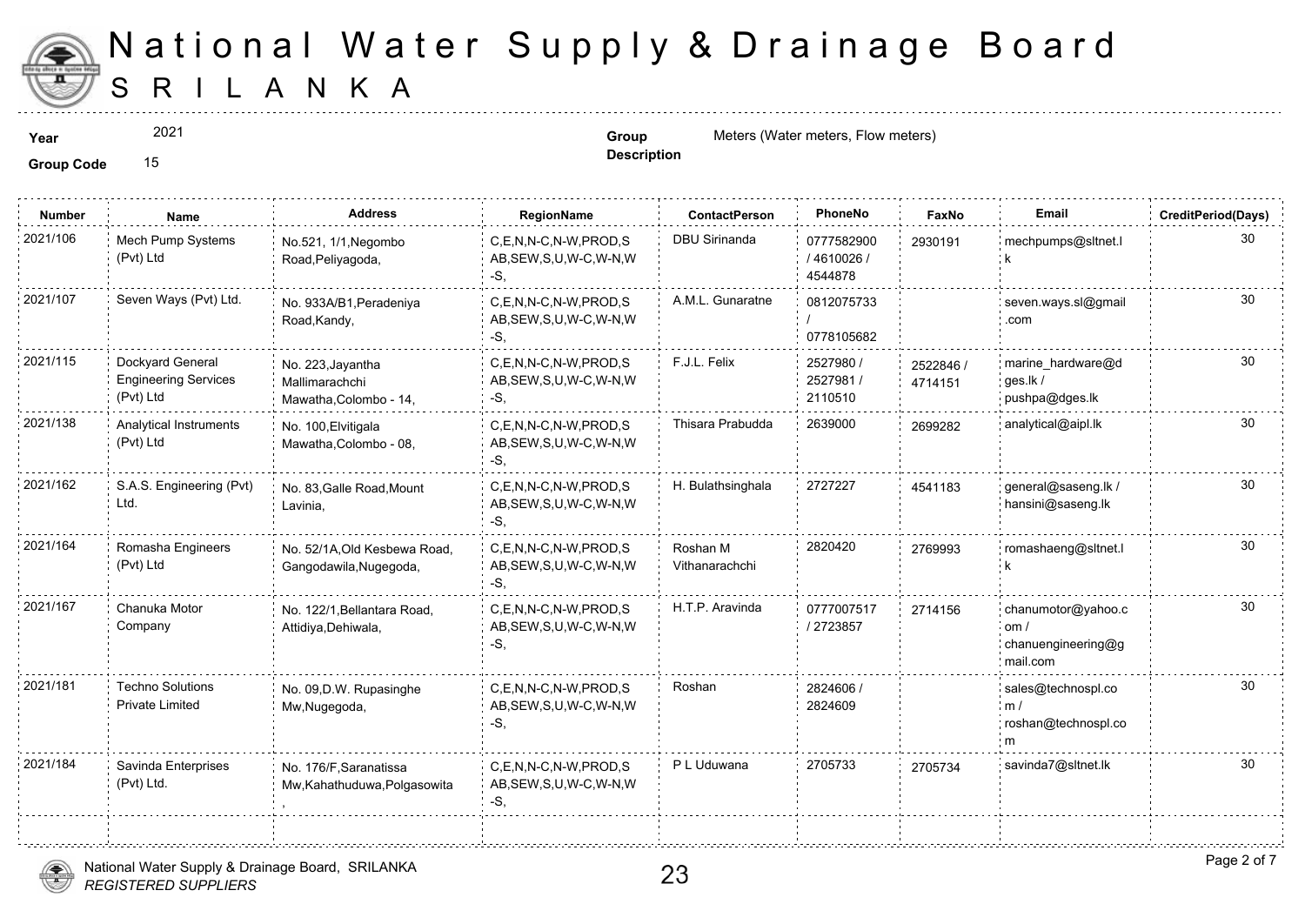# National Water Supply & Drainage Board
## SRILANKA

**Year** 2021

**Group Code** 15

**Group Description** Meters (Water meters, Flow meters)

| Number | Name | Address | RegionName | ContactPerson | PhoneNo | FaxNo | Email | CreditPeriod(Days) |
|---|---|---|---|---|---|---|---|---|
| 2021/106 | Mech Pump Systems (Pvt) Ltd | No.521, 1/1,Negombo Road,Peliyagoda, | C,E,N,N-C,N-W,PROD,SAB,SEW,S,U,W-C,W-N,W-S, | DBU Sirinanda | 0777582900 / 4610026 / 4544878 | 2930191 | mechpumps@sltnet.lk | 30 |
| 2021/107 | Seven Ways (Pvt) Ltd. | No. 933A/B1,Peradeniya Road,Kandy, | C,E,N,N-C,N-W,PROD,SAB,SEW,S,U,W-C,W-N,W-S, | A.M.L. Gunaratne | 0812075733 / 0778105682 | | seven.ways.sl@gmail.com | 30 |
| 2021/115 | Dockyard General Engineering Services (Pvt) Ltd | No. 223,Jayantha Mallimarachchi Mawatha,Colombo - 14, | C,E,N,N-C,N-W,PROD,SAB,SEW,S,U,W-C,W-N,W-S, | F.J.L. Felix | 2527980 / 2527981 / 2110510 | 2522846 / 4714151 | marine_hardware@dges.lk / pushpa@dges.lk | 30 |
| 2021/138 | Analytical Instruments (Pvt) Ltd | No. 100,Elvitigala Mawatha,Colombo - 08, | C,E,N,N-C,N-W,PROD,SAB,SEW,S,U,W-C,W-N,W-S, | Thisara Prabudda | 2639000 | 2699282 | analytical@aipl.lk | 30 |
| 2021/162 | S.A.S. Engineering (Pvt) Ltd. | No. 83,Galle Road,Mount Lavinia, | C,E,N,N-C,N-W,PROD,SAB,SEW,S,U,W-C,W-N,W-S, | H. Bulathsinghala | 2727227 | 4541183 | general@saseng.lk / hansini@saseng.lk | 30 |
| 2021/164 | Romasha Engineers (Pvt) Ltd | No. 52/1A,Old Kesbewa Road, Gangodawila,Nugegoda, | C,E,N,N-C,N-W,PROD,SAB,SEW,S,U,W-C,W-N,W-S, | Roshan M Vithanarachchi | 2820420 | 2769993 | romashaeng@sltnet.lk | 30 |
| 2021/167 | Chanuka Motor Company | No. 122/1,Bellantara Road, Attidiya,Dehiwala, | C,E,N,N-C,N-W,PROD,SAB,SEW,S,U,W-C,W-N,W-S, | H.T.P. Aravinda | 0777007517 / 2723857 | 2714156 | chanumotor@yahoo.com / chanuengineering@gmail.com | 30 |
| 2021/181 | Techno Solutions Private Limited | No. 09,D.W. Rupasinghe Mw,Nugegoda, | C,E,N,N-C,N-W,PROD,SAB,SEW,S,U,W-C,W-N,W-S, | Roshan | 2824606 / 2824609 | | sales@technospl.com / roshan@technospl.com | 30 |
| 2021/184 | Savinda Enterprises (Pvt) Ltd. | No. 176/F,Saranatissa Mw,Kahathuduwa,Polgasowita, | C,E,N,N-C,N-W,PROD,SAB,SEW,S,U,W-C,W-N,W-S, | P L Uduwana | 2705733 | 2705734 | savinda7@sltnet.lk | 30 |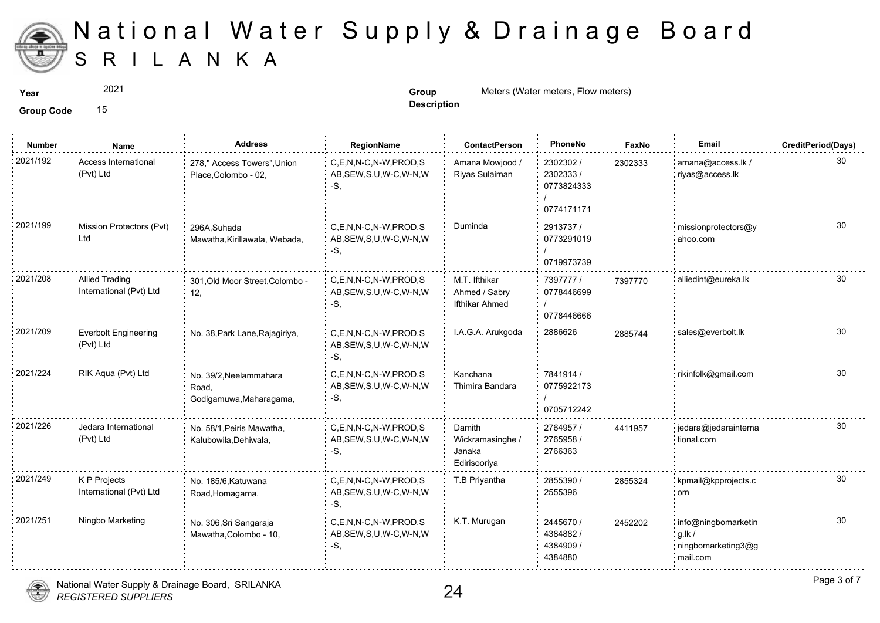# National Water Supply & Drainage Board
## SRILANKA

**Year** 2021

**Group Code** 15

**Group Description** Meters (Water meters, Flow meters)

| Number | Name | Address | RegionName | ContactPerson | PhoneNo | FaxNo | Email | CreditPeriod(Days) |
|---|---|---|---|---|---|---|---|---|
| 2021/192 | Access International (Pvt) Ltd | 278," Access Towers",Union Place,Colombo - 02, | C,E,N,N-C,N-W,PROD,SAB,SEW,S,U,W-C,W-N,W-S, | Amana Mowjood / Riyas Sulaiman | 2302302 / 2302333 / 0773824333 / 0774171171 | 2302333 | amana@access.lk / riyas@access.lk | 30 |
| 2021/199 | Mission Protectors (Pvt) Ltd | 296A,Suhada Mawatha,Kirillawala, Webada, | C,E,N,N-C,N-W,PROD,SAB,SEW,S,U,W-C,W-N,W-S, | Duminda | 2913737 / 0773291019 / 0719973739 | | missionprotectors@yahoo.com | 30 |
| 2021/208 | Allied Trading International (Pvt) Ltd | 301,Old Moor Street,Colombo - 12, | C,E,N,N-C,N-W,PROD,SAB,SEW,S,U,W-C,W-N,W-S, | M.T. Ifthikar Ahmed / Sabry Ifthikar Ahmed | 7397777 / 0778446699 / 0778446666 | 7397770 | alliedint@eureka.lk | 30 |
| 2021/209 | Everbolt Engineering (Pvt) Ltd | No. 38,Park Lane,Rajagiriya, | C,E,N,N-C,N-W,PROD,SAB,SEW,S,U,W-C,W-N,W-S, | I.A.G.A. Arukgoda | 2886626 | 2885744 | sales@everbolt.lk | 30 |
| 2021/224 | RIK Aqua (Pvt) Ltd | No. 39/2,Neelammahara Road, Godigamuwa,Maharagama, | C,E,N,N-C,N-W,PROD,SAB,SEW,S,U,W-C,W-N,W-S, | Kanchana Thimira Bandara | 7841914 / 0775922173 / 0705712242 | | rikinfolk@gmail.com | 30 |
| 2021/226 | Jedara International (Pvt) Ltd | No. 58/1,Peiris Mawatha, Kalubowila,Dehiwala, | C,E,N,N-C,N-W,PROD,SAB,SEW,S,U,W-C,W-N,W-S, | Damith Wickramasinghe / Janaka Edirisooriya | 2764957 / 2765958 / 2766363 | 4411957 | jedara@jedarainternational.com | 30 |
| 2021/249 | K P Projects International (Pvt) Ltd | No. 185/6,Katuwana Road,Homagama, | C,E,N,N-C,N-W,PROD,SAB,SEW,S,U,W-C,W-N,W-S, | T.B Priyantha | 2855390 / 2555396 | 2855324 | kpmail@kpprojects.com | 30 |
| 2021/251 | Ningbo Marketing | No. 306,Sri Sangaraja Mawatha,Colombo - 10, | C,E,N,N-C,N-W,PROD,SAB,SEW,S,U,W-C,W-N,W-S, | K.T. Murugan | 2445670 / 4384882 / 4384909 / 4384880 | 2452202 | info@ningbomarketing.lk / ningbomarketing3@gmail.com | 30 |

*National Water Supply & Drainage Board, SRILANKA*
*REGISTERED SUPPLIERS*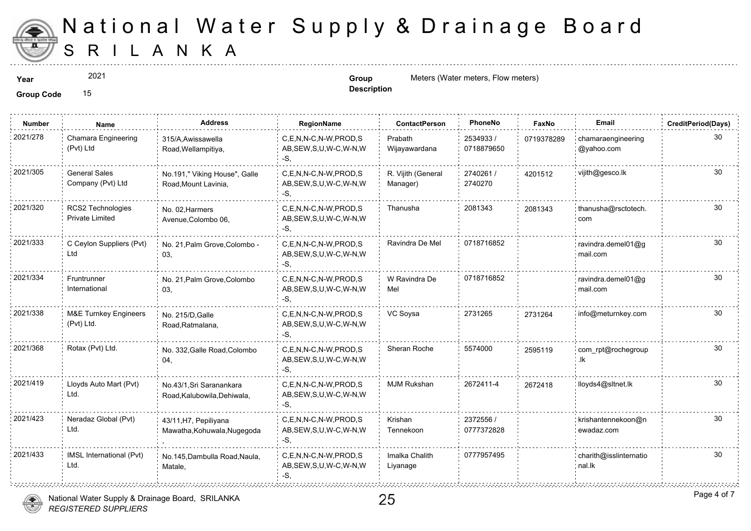# National Water Supply & Drainage Board
## SRILANKA

**Year** 2021

**Group Code** 15

**Group Description** Meters (Water meters, Flow meters)

| Number | Name | Address | RegionName | ContactPerson | PhoneNo | FaxNo | Email | CreditPeriod(Days) |
|---|---|---|---|---|---|---|---|---|
| 2021/278 | Chamara Engineering (Pvt) Ltd | 315/A,Awissawella Road,Wellampitiya, | C,E,N,N-C,N-W,PROD,SAB,SEW,S,U,W-C,W-N,W-S, | Prabath Wijayawardana | 2534933 / 0718879650 | 0719378289 | chamaraengineering@yahoo.com | 30 |
| 2021/305 | General Sales Company (Pvt) Ltd | No.191," Viking House", Galle Road,Mount Lavinia, | C,E,N,N-C,N-W,PROD,SAB,SEW,S,U,W-C,W-N,W-S, | R. Vijith (General Manager) | 2740261 / 2740270 | 4201512 | vijith@gesco.lk | 30 |
| 2021/320 | RCS2 Technologies Private Limited | No. 02,Harmers Avenue,Colombo 06, | C,E,N,N-C,N-W,PROD,SAB,SEW,S,U,W-C,W-N,W-S, | Thanusha | 2081343 | 2081343 | thanusha@rsctotech.com | 30 |
| 2021/333 | C Ceylon Suppliers (Pvt) Ltd | No. 21,Palm Grove,Colombo - 03, | C,E,N,N-C,N-W,PROD,SAB,SEW,S,U,W-C,W-N,W-S, | Ravindra De Mel | 0718716852 | | ravindra.demel01@gmail.com | 30 |
| 2021/334 | Fruntrunner International | No. 21,Palm Grove,Colombo 03, | C,E,N,N-C,N-W,PROD,SAB,SEW,S,U,W-C,W-N,W-S, | W Ravindra De Mel | 0718716852 | | ravindra.demel01@gmail.com | 30 |
| 2021/338 | M&E Turnkey Engineers (Pvt) Ltd. | No. 215/D,Galle Road,Ratmalana, | C,E,N,N-C,N-W,PROD,SAB,SEW,S,U,W-C,W-N,W-S, | VC Soysa | 2731265 | 2731264 | info@meturnkey.com | 30 |
| 2021/368 | Rotax (Pvt) Ltd. | No. 332,Galle Road,Colombo 04, | C,E,N,N-C,N-W,PROD,SAB,SEW,S,U,W-C,W-N,W-S, | Sheran Roche | 5574000 | 2595119 | com_rpt@rochegroup.lk | 30 |
| 2021/419 | Lloyds Auto Mart (Pvt) Ltd. | No.43/1,Sri Saranankara Road,Kalubowila,Dehiwala, | C,E,N,N-C,N-W,PROD,SAB,SEW,S,U,W-C,W-N,W-S, | MJM Rukshan | 2672411-4 | 2672418 | lloyds4@sltnet.lk | 30 |
| 2021/423 | Neradaz Global (Pvt) Ltd. | 43/11,H7, Pepiliyana Mawatha,Kohuwala,Nugegoda, | C,E,N,N-C,N-W,PROD,SAB,SEW,S,U,W-C,W-N,W-S, | Krishan Tennekoon | 2372556 / 0777372828 | | krishantennekoon@newadaz.com | 30 |
| 2021/433 | IMSL International (Pvt) Ltd. | No.145,Dambulla Road,Naula, Matale, | C,E,N,N-C,N-W,PROD,SAB,SEW,S,U,W-C,W-N,W-S, | Imalka Chalith Liyanage | 0777957495 | | charith@isslinternational.lk | 30 |

National Water Supply & Drainage Board, SRILANKA
*REGISTERED SUPPLIERS*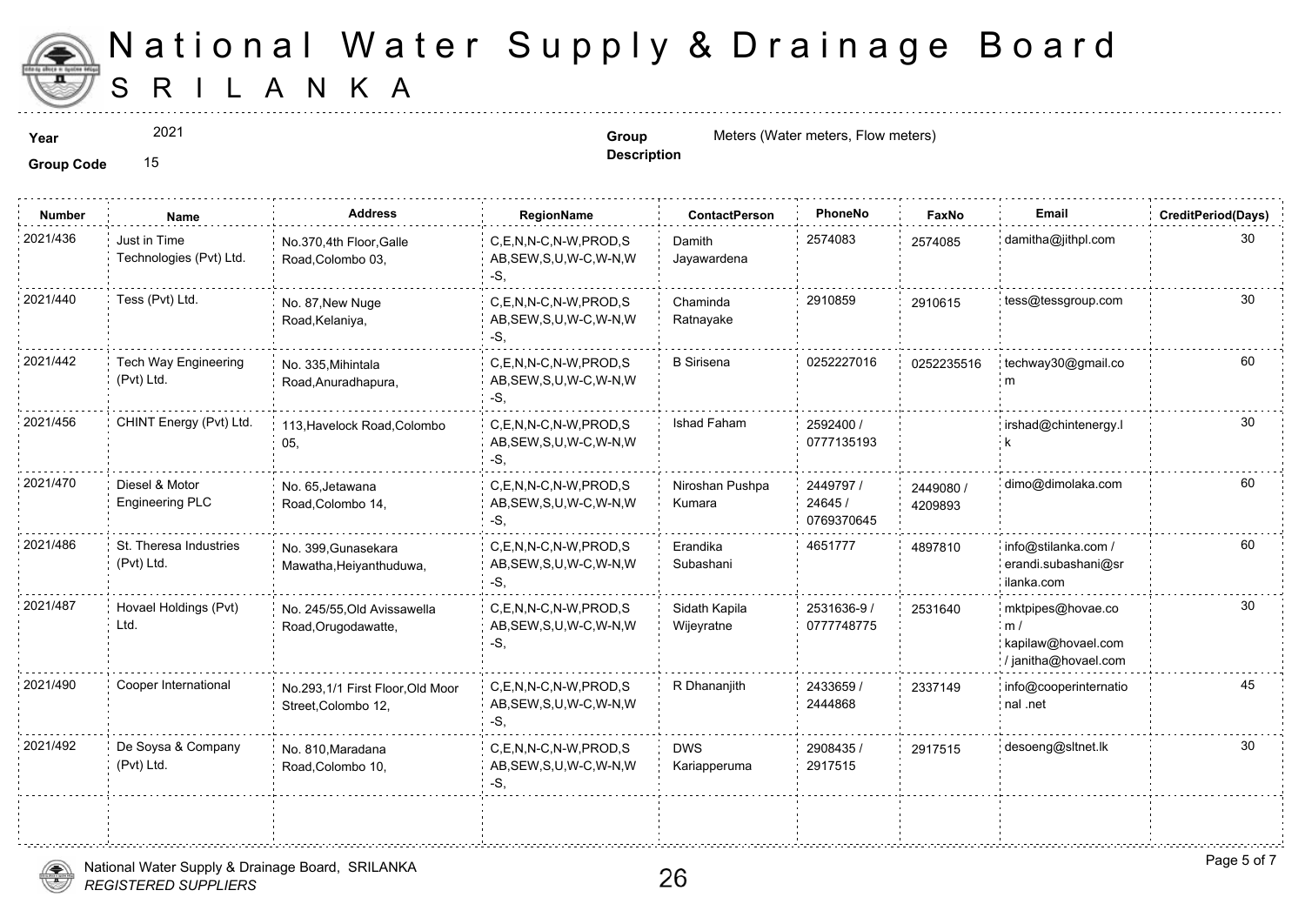# National Water Supply & Drainage Board
## SRILANKA

**Year** 2021

**Group Code** 15

**Group Description** Meters (Water meters, Flow meters)

| Number | Name | Address | RegionName | ContactPerson | PhoneNo | FaxNo | Email | CreditPeriod(Days) |
|---|---|---|---|---|---|---|---|---|
| 2021/436 | Just in Time Technologies (Pvt) Ltd. | No.370,4th Floor,Galle Road,Colombo 03, | C,E,N,N-C,N-W,PROD,SAB,SEW,S,U,W-C,W-N,W-S, | Damith Jayawardena | 2574083 | 2574085 | damitha@jithpl.com | 30 |
| 2021/440 | Tess (Pvt) Ltd. | No. 87,New Nuge Road,Kelaniya, | C,E,N,N-C,N-W,PROD,SAB,SEW,S,U,W-C,W-N,W-S, | Chaminda Ratnayake | 2910859 | 2910615 | tess@tessgroup.com | 30 |
| 2021/442 | Tech Way Engineering (Pvt) Ltd. | No. 335,Mihintala Road,Anuradhapura, | C,E,N,N-C,N-W,PROD,SAB,SEW,S,U,W-C,W-N,W-S, | B Sirisena | 0252227016 | 0252235516 | techway30@gmail.com | 60 |
| 2021/456 | CHINT Energy (Pvt) Ltd. | 113,Havelock Road,Colombo 05, | C,E,N,N-C,N-W,PROD,SAB,SEW,S,U,W-C,W-N,W-S, | Ishad Faham | 2592400 / 0777135193 | | irshad@chintenergy.lk | 30 |
| 2021/470 | Diesel & Motor Engineering PLC | No. 65,Jetawana Road,Colombo 14, | C,E,N,N-C,N-W,PROD,SAB,SEW,S,U,W-C,W-N,W-S, | Niroshan Pushpa Kumara | 2449797 / 24645 / 0769370645 | 2449080 / 4209893 | dimo@dimolaka.com | 60 |
| 2021/486 | St. Theresa Industries (Pvt) Ltd. | No. 399,Gunasekara Mawatha,Heiyanthuduwa, | C,E,N,N-C,N-W,PROD,SAB,SEW,S,U,W-C,W-N,W-S, | Erandika Subashani | 4651777 | 4897810 | info@stilanka.com / erandi.subashani@srilanka.com | 60 |
| 2021/487 | Hovael Holdings (Pvt) Ltd. | No. 245/55,Old Avissawella Road,Orugodawatte, | C,E,N,N-C,N-W,PROD,SAB,SEW,S,U,W-C,W-N,W-S, | Sidath Kapila Wijeyratne | 2531636-9 / 0777748775 | 2531640 | mktpipes@hovae.com / kapilaw@hovael.com / janitha@hovael.com | 30 |
| 2021/490 | Cooper International | No.293,1/1 First Floor,Old Moor Street,Colombo 12, | C,E,N,N-C,N-W,PROD,SAB,SEW,S,U,W-C,W-N,W-S, | R Dhananjith | 2433659 / 2444868 | 2337149 | info@cooperinternational .net | 45 |
| 2021/492 | De Soysa & Company (Pvt) Ltd. | No. 810,Maradana Road,Colombo 10, | C,E,N,N-C,N-W,PROD,SAB,SEW,S,U,W-C,W-N,W-S, | DWS Kariapperuma | 2908435 / 2917515 | 2917515 | desoeng@sltnet.lk | 30 |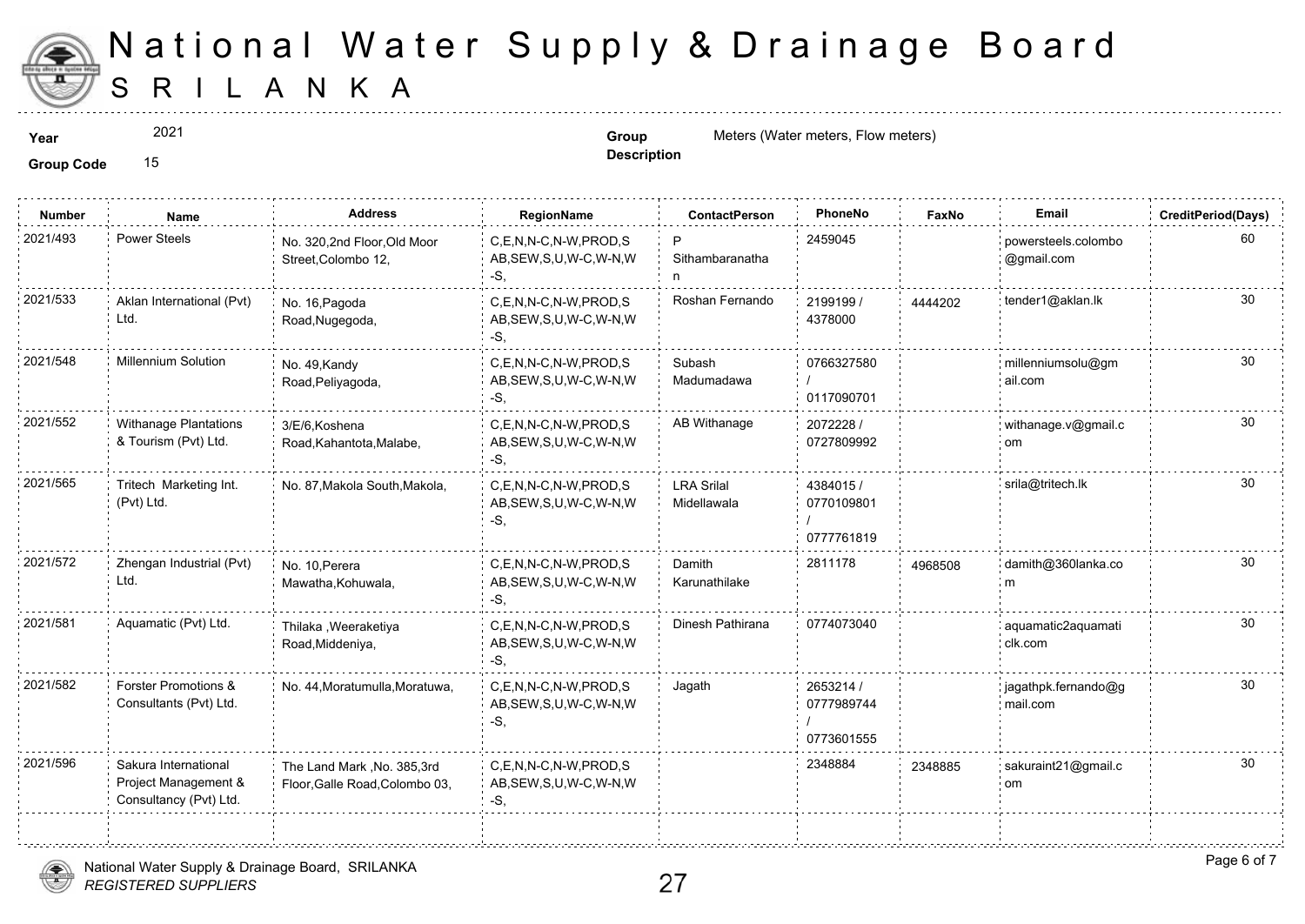# National Water Supply & Drainage Board
## SRI LANKA

**Year** 2021

**Group Code** 15

**Group Description** Meters (Water meters, Flow meters)

| Number | Name | Address | RegionName | ContactPerson | PhoneNo | FaxNo | Email | CreditPeriod(Days) |
|---|---|---|---|---|---|---|---|---|
| 2021/493 | Power Steels | No. 320,2nd Floor,Old Moor Street,Colombo 12, | C,E,N,N-C,N-W,PROD,SAB,SEW,S,U,W-C,W-N,W-S, | P Sithambaranathan | 2459045 | | powersteels.colombo@gmail.com | 60 |
| 2021/533 | Aklan International (Pvt) Ltd. | No. 16,Pagoda Road,Nugegoda, | C,E,N,N-C,N-W,PROD,SAB,SEW,S,U,W-C,W-N,W-S, | Roshan Fernando | 2199199 / 4378000 | 4444202 | tender1@aklan.lk | 30 |
| 2021/548 | Millennium Solution | No. 49,Kandy Road,Peliyagoda, | C,E,N,N-C,N-W,PROD,SAB,SEW,S,U,W-C,W-N,W-S, | Subash Madumadawa | 0766327580 / 0117090701 | | millenniumsolu@gmail.com | 30 |
| 2021/552 | Withanage Plantations & Tourism (Pvt) Ltd. | 3/E/6,Koshena Road,Kahantota,Malabe, | C,E,N,N-C,N-W,PROD,SAB,SEW,S,U,W-C,W-N,W-S, | AB Withanage | 2072228 / 0727809992 | | withanage.v@gmail.com | 30 |
| 2021/565 | Tritech Marketing Int. (Pvt) Ltd. | No. 87,Makola South,Makola, | C,E,N,N-C,N-W,PROD,SAB,SEW,S,U,W-C,W-N,W-S, | LRA Srilal Midellawala | 4384015 / 0770109801 / 0777761819 | | srila@tritech.lk | 30 |
| 2021/572 | Zhengan Industrial (Pvt) Ltd. | No. 10,Perera Mawatha,Kohuwala, | C,E,N,N-C,N-W,PROD,SAB,SEW,S,U,W-C,W-N,W-S, | Damith Karunathilake | 2811178 | 4968508 | damith@360lanka.com | 30 |
| 2021/581 | Aquamatic (Pvt) Ltd. | Thilaka ,Weeraketiya Road,Middeniya, | C,E,N,N-C,N-W,PROD,SAB,SEW,S,U,W-C,W-N,W-S, | Dinesh Pathirana | 0774073040 | | aquamatic2aquamaticlk.com | 30 |
| 2021/582 | Forster Promotions & Consultants (Pvt) Ltd. | No. 44,Moratumulla,Moratuwa, | C,E,N,N-C,N-W,PROD,SAB,SEW,S,U,W-C,W-N,W-S, | Jagath | 2653214 / 0777989744 / 0773601555 | | jagathpk.fernando@gmail.com | 30 |
| 2021/596 | Sakura International Project Management & Consultancy (Pvt) Ltd. | The Land Mark ,No. 385,3rd Floor,Galle Road,Colombo 03, | C,E,N,N-C,N-W,PROD,SAB,SEW,S,U,W-C,W-N,W-S, | | 2348884 | 2348885 | sakuraint21@gmail.com | 30 |

National Water Supply & Drainage Board, SRILANKA
*REGISTERED SUPPLIERS*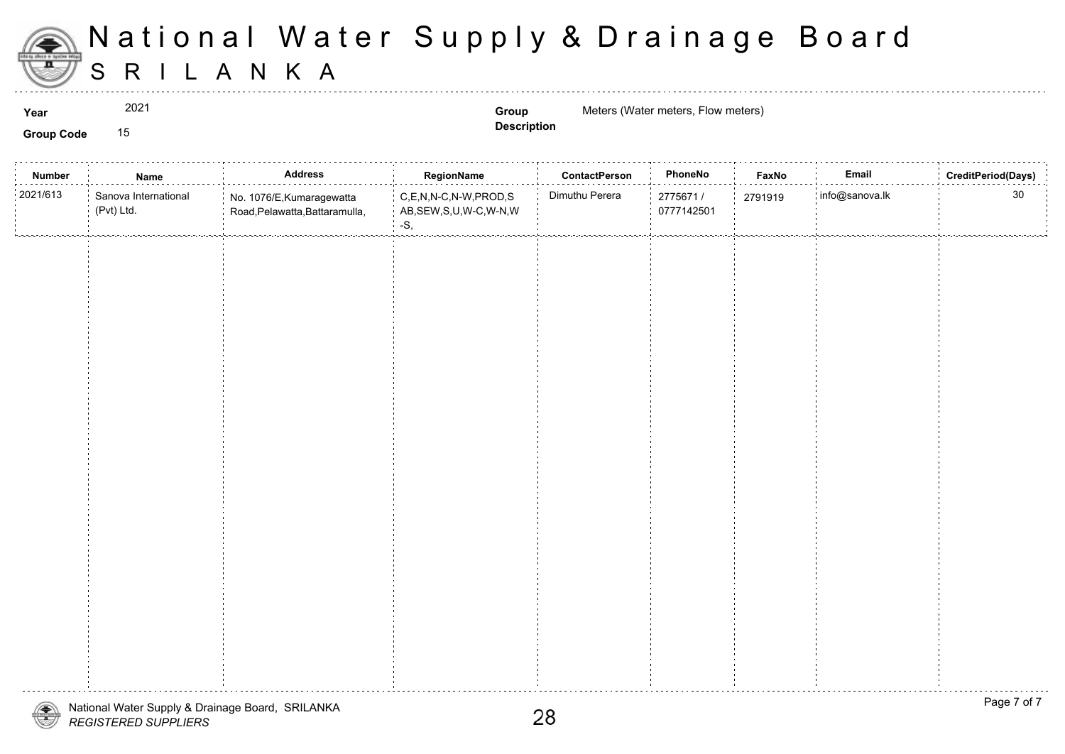# National Water Supply & Drainage Board
## SRILANKA

**Year** 2021

**Group Code** 15

**Group Description** Meters (Water meters, Flow meters)

| Number | Name | Address | RegionName | ContactPerson | PhoneNo | FaxNo | Email | CreditPeriod(Days) |
|---|---|---|---|---|---|---|---|---|
| 2021/613 | Sanova International (Pvt) Ltd. | No. 1076/E,Kumaragewatta Road,Pelawatta,Battaramulla, | C,E,N,N-C,N-W,PROD,SAB,SEW,S,U,W-C,W-N,W-S, | Dimuthu Perera | 2775671 / 0777142501 | 2791919 | info@sanova.lk | 30 |